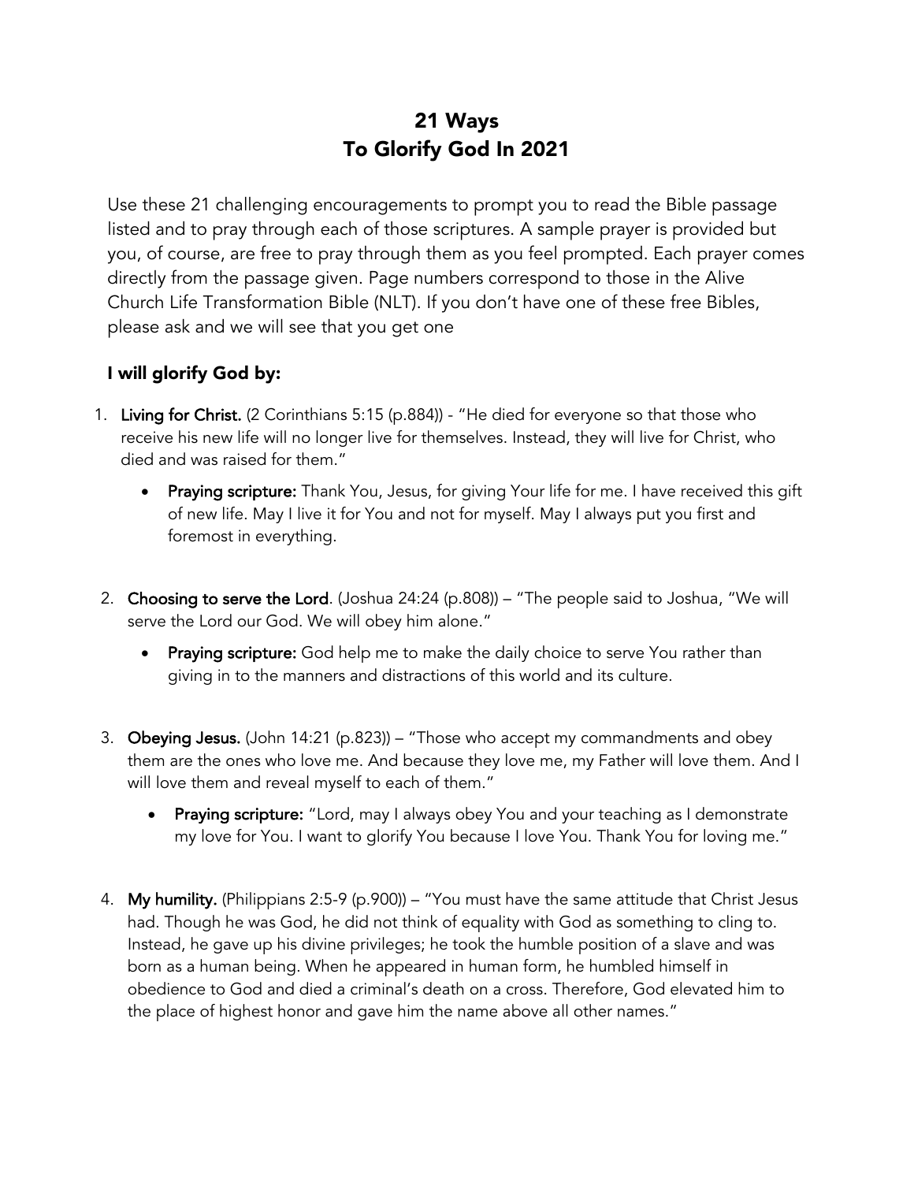# 21 Ways
# To Glorify God In 2021

Use these 21 challenging encouragements to prompt you to read the Bible passage listed and to pray through each of those scriptures. A sample prayer is provided but you, of course, are free to pray through them as you feel prompted. Each prayer comes directly from the passage given. Page numbers correspond to those in the Alive Church Life Transformation Bible (NLT). If you don't have one of these free Bibles, please ask and we will see that you get one

## I will glorify God by:

1. **Living for Christ.** (2 Corinthians 5:15 (p.884)) - "He died for everyone so that those who receive his new life will no longer live for themselves. Instead, they will live for Christ, who died and was raised for them."
   - **Praying scripture:** Thank You, Jesus, for giving Your life for me. I have received this gift of new life. May I live it for You and not for myself. May I always put you first and foremost in everything.

2. **Choosing to serve the Lord**. (Joshua 24:24 (p.808)) – "The people said to Joshua, "We will serve the Lord our God. We will obey him alone."
   - **Praying scripture:** God help me to make the daily choice to serve You rather than giving in to the manners and distractions of this world and its culture.

3. **Obeying Jesus.** (John 14:21 (p.823)) – "Those who accept my commandments and obey them are the ones who love me. And because they love me, my Father will love them. And I will love them and reveal myself to each of them."
   - **Praying scripture:** "Lord, may I always obey You and your teaching as I demonstrate my love for You. I want to glorify You because I love You. Thank You for loving me."

4. **My humility.** (Philippians 2:5-9 (p.900)) – "You must have the same attitude that Christ Jesus had. Though he was God, he did not think of equality with God as something to cling to. Instead, he gave up his divine privileges; he took the humble position of a slave and was born as a human being. When he appeared in human form, he humbled himself in obedience to God and died a criminal's death on a cross. Therefore, God elevated him to the place of highest honor and gave him the name above all other names."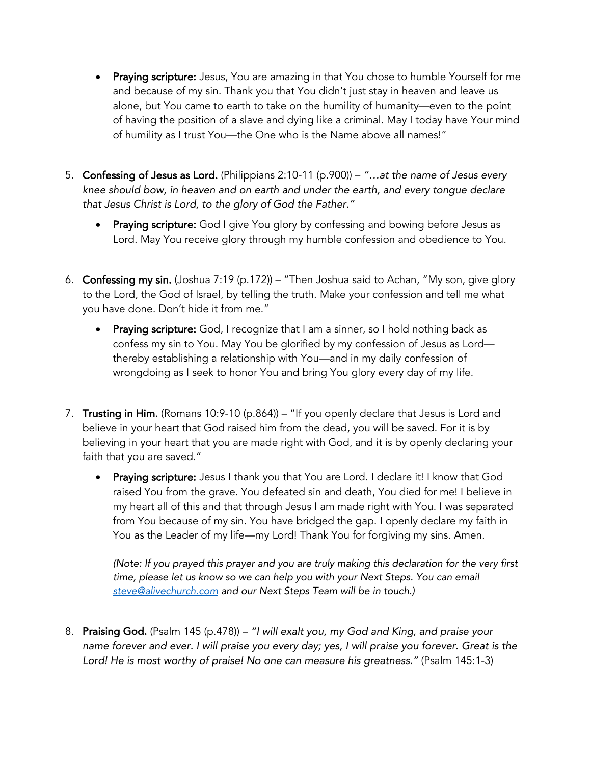- **Praying scripture:** Jesus, You are amazing in that You chose to humble Yourself for me and because of my sin. Thank you that You didn't just stay in heaven and leave us alone, but You came to earth to take on the humility of humanity—even to the point of having the position of a slave and dying like a criminal. May I today have Your mind of humility as I trust You—the One who is the Name above all names!"

5. **Confessing of Jesus as Lord.** (Philippians 2:10-11 (p.900)) – *"…at the name of Jesus every knee should bow, in heaven and on earth and under the earth, and every tongue declare that Jesus Christ is Lord, to the glory of God the Father."*

    - **Praying scripture:** God I give You glory by confessing and bowing before Jesus as Lord. May You receive glory through my humble confession and obedience to You.

6. **Confessing my sin.** (Joshua 7:19 (p.172)) – "Then Joshua said to Achan, "My son, give glory to the Lord, the God of Israel, by telling the truth. Make your confession and tell me what you have done. Don't hide it from me."

    - **Praying scripture:** God, I recognize that I am a sinner, so I hold nothing back as confess my sin to You. May You be glorified by my confession of Jesus as Lord—thereby establishing a relationship with You—and in my daily confession of wrongdoing as I seek to honor You and bring You glory every day of my life.

7. **Trusting in Him.** (Romans 10:9-10 (p.864)) – "If you openly declare that Jesus is Lord and believe in your heart that God raised him from the dead, you will be saved. For it is by believing in your heart that you are made right with God, and it is by openly declaring your faith that you are saved."

    - **Praying scripture:** Jesus I thank you that You are Lord. I declare it! I know that God raised You from the grave. You defeated sin and death, You died for me! I believe in my heart all of this and that through Jesus I am made right with You. I was separated from You because of my sin. You have bridged the gap. I openly declare my faith in You as the Leader of my life—my Lord! Thank You for forgiving my sins. Amen.

      *(Note: If you prayed this prayer and you are truly making this declaration for the very first time, please let us know so we can help you with your Next Steps. You can email [steve@alivechurch.com](mailto:steve@alivechurch.com) and our Next Steps Team will be in touch.)*

8. **Praising God.** (Psalm 145 (p.478)) – *"I will exalt you, my God and King, and praise your name forever and ever. I will praise you every day; yes, I will praise you forever. Great is the Lord! He is most worthy of praise! No one can measure his greatness."* (Psalm 145:1-3)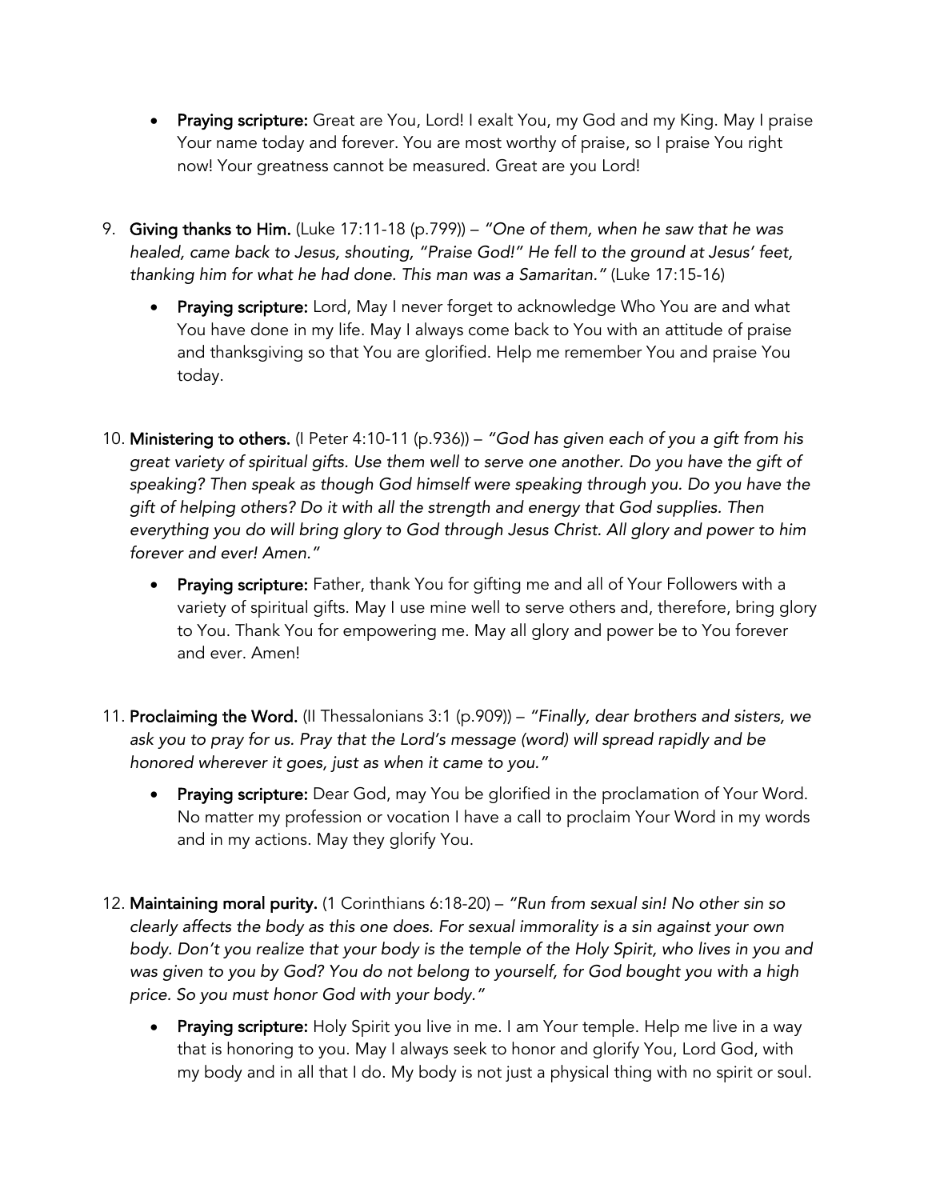- **Praying scripture:** Great are You, Lord! I exalt You, my God and my King. May I praise Your name today and forever. You are most worthy of praise, so I praise You right now! Your greatness cannot be measured. Great are you Lord!

9. **Giving thanks to Him.** (Luke 17:11-18 (p.799)) – *"One of them, when he saw that he was healed, came back to Jesus, shouting, "Praise God!" He fell to the ground at Jesus' feet, thanking him for what he had done. This man was a Samaritan."* (Luke 17:15-16)

   - **Praying scripture:** Lord, May I never forget to acknowledge Who You are and what You have done in my life. May I always come back to You with an attitude of praise and thanksgiving so that You are glorified. Help me remember You and praise You today.

10. **Ministering to others.** (I Peter 4:10-11 (p.936)) – *"God has given each of you a gift from his great variety of spiritual gifts. Use them well to serve one another. Do you have the gift of speaking? Then speak as though God himself were speaking through you. Do you have the gift of helping others? Do it with all the strength and energy that God supplies. Then everything you do will bring glory to God through Jesus Christ. All glory and power to him forever and ever! Amen."*

    - **Praying scripture:** Father, thank You for gifting me and all of Your Followers with a variety of spiritual gifts. May I use mine well to serve others and, therefore, bring glory to You. Thank You for empowering me. May all glory and power be to You forever and ever. Amen!

11. **Proclaiming the Word.** (II Thessalonians 3:1 (p.909)) – *"Finally, dear brothers and sisters, we ask you to pray for us. Pray that the Lord's message (word) will spread rapidly and be honored wherever it goes, just as when it came to you."*

    - **Praying scripture:** Dear God, may You be glorified in the proclamation of Your Word. No matter my profession or vocation I have a call to proclaim Your Word in my words and in my actions. May they glorify You.

12. **Maintaining moral purity.** (1 Corinthians 6:18-20) – *"Run from sexual sin! No other sin so clearly affects the body as this one does. For sexual immorality is a sin against your own body. Don't you realize that your body is the temple of the Holy Spirit, who lives in you and was given to you by God? You do not belong to yourself, for God bought you with a high price. So you must honor God with your body."*

    - **Praying scripture:** Holy Spirit you live in me. I am Your temple. Help me live in a way that is honoring to you. May I always seek to honor and glorify You, Lord God, with my body and in all that I do. My body is not just a physical thing with no spirit or soul.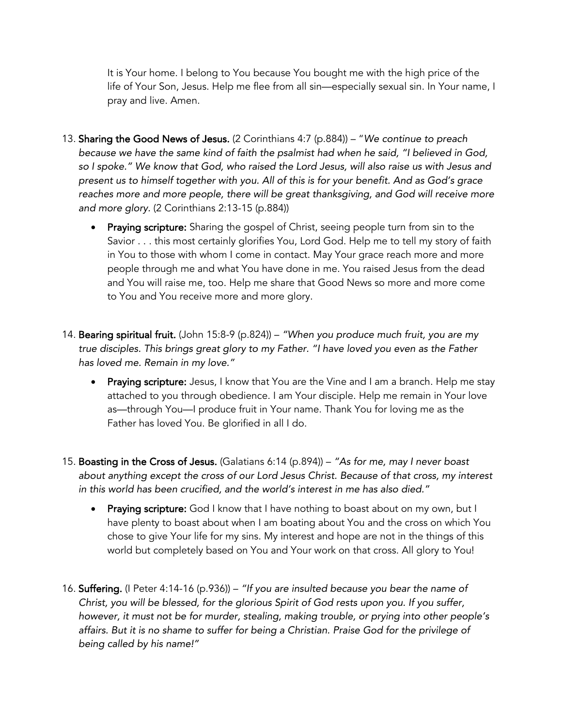It is Your home. I belong to You because You bought me with the high price of the life of Your Son, Jesus. Help me flee from all sin—especially sexual sin. In Your name, I pray and live. Amen.

13. **Sharing the Good News of Jesus.** (2 Corinthians 4:7 (p.884)) – "*We continue to preach because we have the same kind of faith the psalmist had when he said, "I believed in God, so I spoke." We know that God, who raised the Lord Jesus, will also raise us with Jesus and present us to himself together with you. All of this is for your benefit. And as God's grace reaches more and more people, there will be great thanksgiving, and God will receive more and more glory.* (2 Corinthians 2:13-15 (p.884))

    - **Praying scripture:** Sharing the gospel of Christ, seeing people turn from sin to the Savior . . . this most certainly glorifies You, Lord God. Help me to tell my story of faith in You to those with whom I come in contact. May Your grace reach more and more people through me and what You have done in me. You raised Jesus from the dead and You will raise me, too. Help me share that Good News so more and more come to You and You receive more and more glory.

14. **Bearing spiritual fruit.** (John 15:8-9 (p.824)) – *"When you produce much fruit, you are my true disciples. This brings great glory to my Father. "I have loved you even as the Father has loved me. Remain in my love."*

    - **Praying scripture:** Jesus, I know that You are the Vine and I am a branch. Help me stay attached to you through obedience. I am Your disciple. Help me remain in Your love as—through You—I produce fruit in Your name. Thank You for loving me as the Father has loved You. Be glorified in all I do.

15. **Boasting in the Cross of Jesus.** (Galatians 6:14 (p.894)) – *"As for me, may I never boast about anything except the cross of our Lord Jesus Christ. Because of that cross, my interest in this world has been crucified, and the world's interest in me has also died."*

    - **Praying scripture:** God I know that I have nothing to boast about on my own, but I have plenty to boast about when I am boating about You and the cross on which You chose to give Your life for my sins. My interest and hope are not in the things of this world but completely based on You and Your work on that cross. All glory to You!

16. **Suffering.** (I Peter 4:14-16 (p.936)) – *"If you are insulted because you bear the name of Christ, you will be blessed, for the glorious Spirit of God rests upon you. If you suffer, however, it must not be for murder, stealing, making trouble, or prying into other people's affairs. But it is no shame to suffer for being a Christian. Praise God for the privilege of being called by his name!"*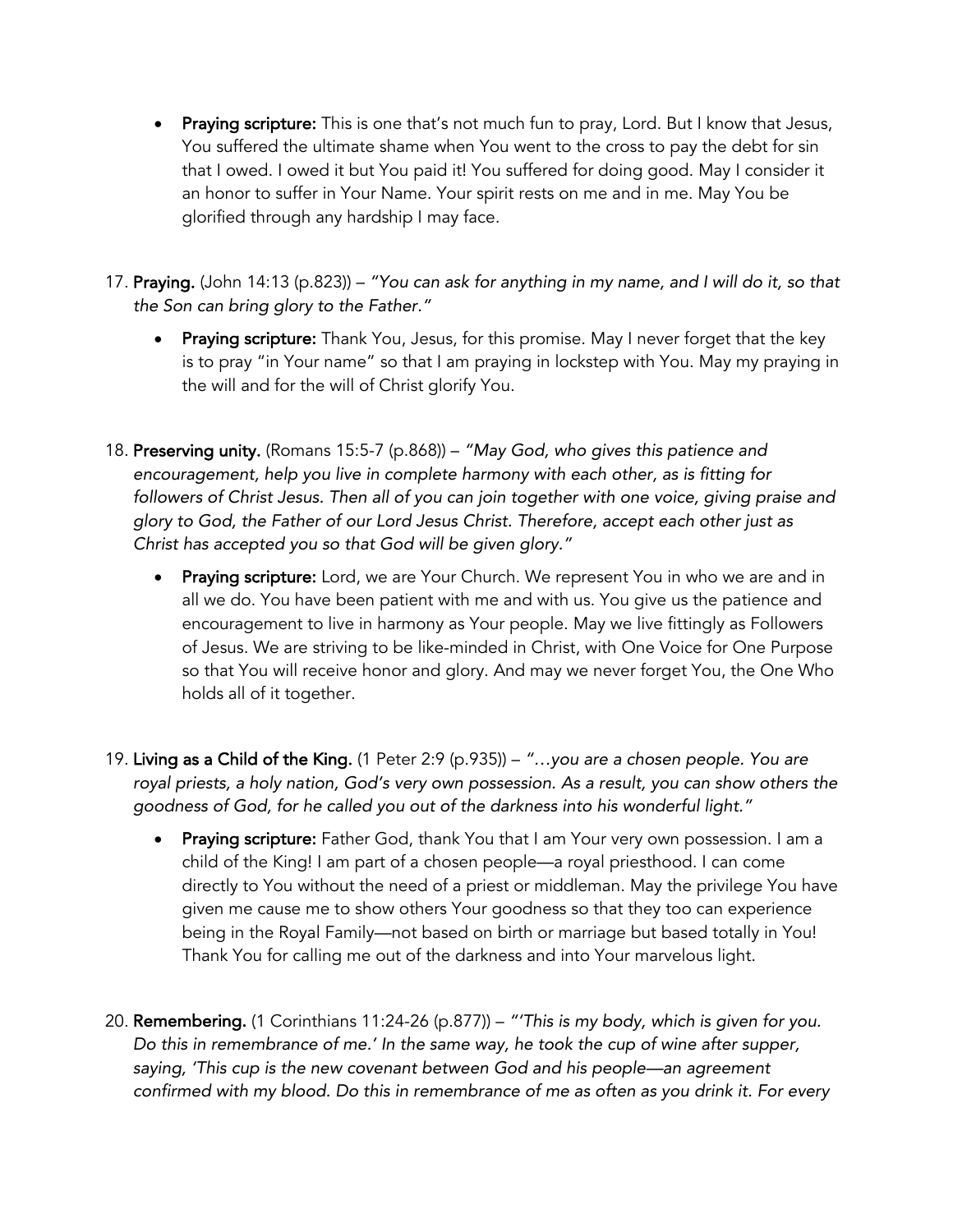- **Praying scripture:** This is one that's not much fun to pray, Lord. But I know that Jesus, You suffered the ultimate shame when You went to the cross to pay the debt for sin that I owed. I owed it but You paid it! You suffered for doing good. May I consider it an honor to suffer in Your Name. Your spirit rests on me and in me. May You be glorified through any hardship I may face.

17. **Praying.** (John 14:13 (p.823)) – *"You can ask for anything in my name, and I will do it, so that the Son can bring glory to the Father."*

    - **Praying scripture:** Thank You, Jesus, for this promise. May I never forget that the key is to pray "in Your name" so that I am praying in lockstep with You. May my praying in the will and for the will of Christ glorify You.

18. **Preserving unity.** (Romans 15:5-7 (p.868)) – *"May God, who gives this patience and encouragement, help you live in complete harmony with each other, as is fitting for followers of Christ Jesus. Then all of you can join together with one voice, giving praise and glory to God, the Father of our Lord Jesus Christ. Therefore, accept each other just as Christ has accepted you so that God will be given glory."*

    - **Praying scripture:** Lord, we are Your Church. We represent You in who we are and in all we do. You have been patient with me and with us. You give us the patience and encouragement to live in harmony as Your people. May we live fittingly as Followers of Jesus. We are striving to be like-minded in Christ, with One Voice for One Purpose so that You will receive honor and glory. And may we never forget You, the One Who holds all of it together.

19. **Living as a Child of the King.** (1 Peter 2:9 (p.935)) – *"…you are a chosen people. You are royal priests, a holy nation, God's very own possession. As a result, you can show others the goodness of God, for he called you out of the darkness into his wonderful light."*

    - **Praying scripture:** Father God, thank You that I am Your very own possession. I am a child of the King! I am part of a chosen people—a royal priesthood. I can come directly to You without the need of a priest or middleman. May the privilege You have given me cause me to show others Your goodness so that they too can experience being in the Royal Family—not based on birth or marriage but based totally in You! Thank You for calling me out of the darkness and into Your marvelous light.

20. **Remembering.** (1 Corinthians 11:24-26 (p.877)) – *"'This is my body, which is given for you. Do this in remembrance of me.' In the same way, he took the cup of wine after supper, saying, 'This cup is the new covenant between God and his people—an agreement confirmed with my blood. Do this in remembrance of me as often as you drink it. For every*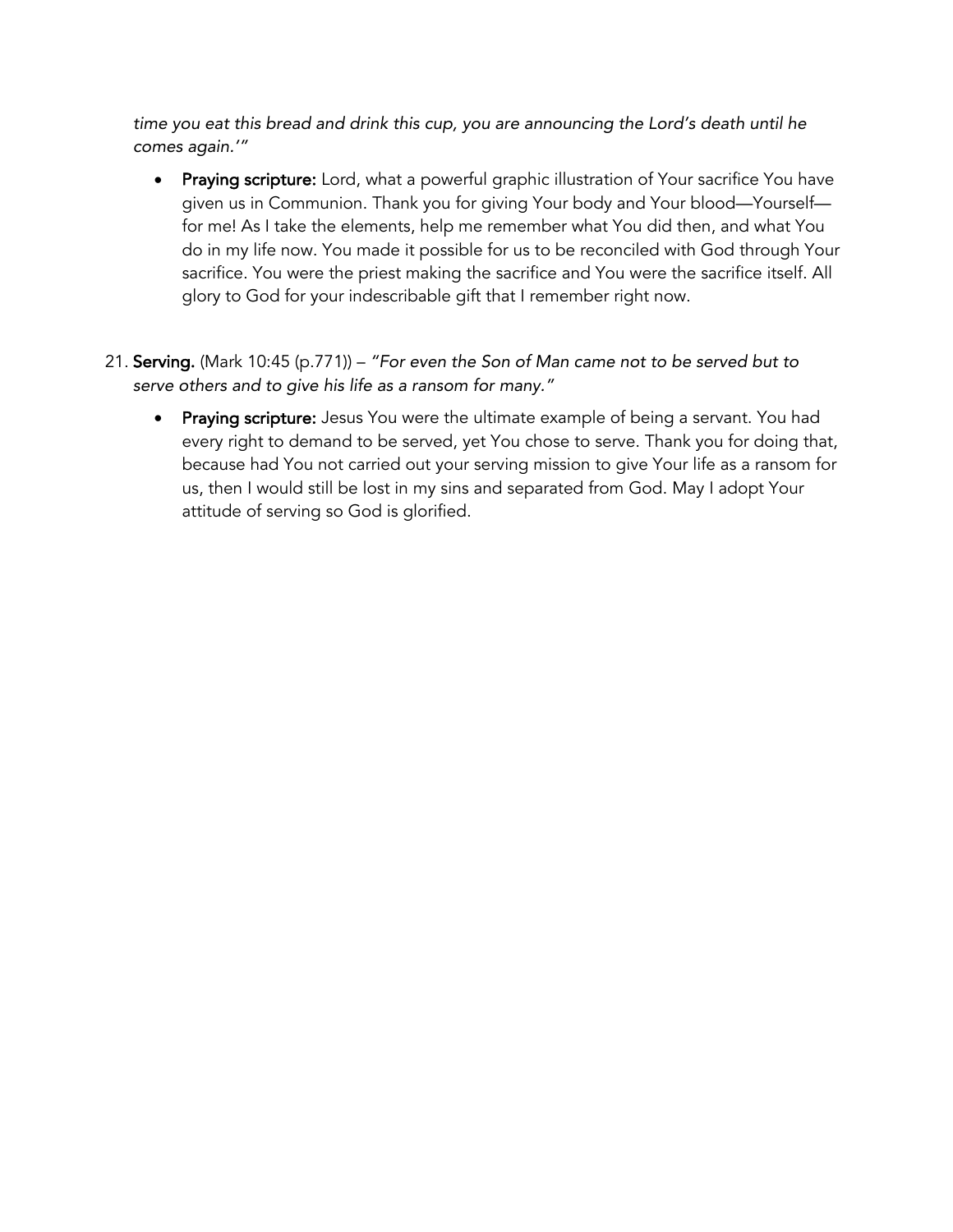*time you eat this bread and drink this cup, you are announcing the Lord's death until he comes again.'"*

- **Praying scripture:** Lord, what a powerful graphic illustration of Your sacrifice You have given us in Communion. Thank you for giving Your body and Your blood—Yourself—for me! As I take the elements, help me remember what You did then, and what You do in my life now. You made it possible for us to be reconciled with God through Your sacrifice. You were the priest making the sacrifice and You were the sacrifice itself. All glory to God for your indescribable gift that I remember right now.

21. **Serving.** (Mark 10:45 (p.771)) – *"For even the Son of Man came not to be served but to serve others and to give his life as a ransom for many."*

    - **Praying scripture:** Jesus You were the ultimate example of being a servant. You had every right to demand to be served, yet You chose to serve. Thank you for doing that, because had You not carried out your serving mission to give Your life as a ransom for us, then I would still be lost in my sins and separated from God. May I adopt Your attitude of serving so God is glorified.